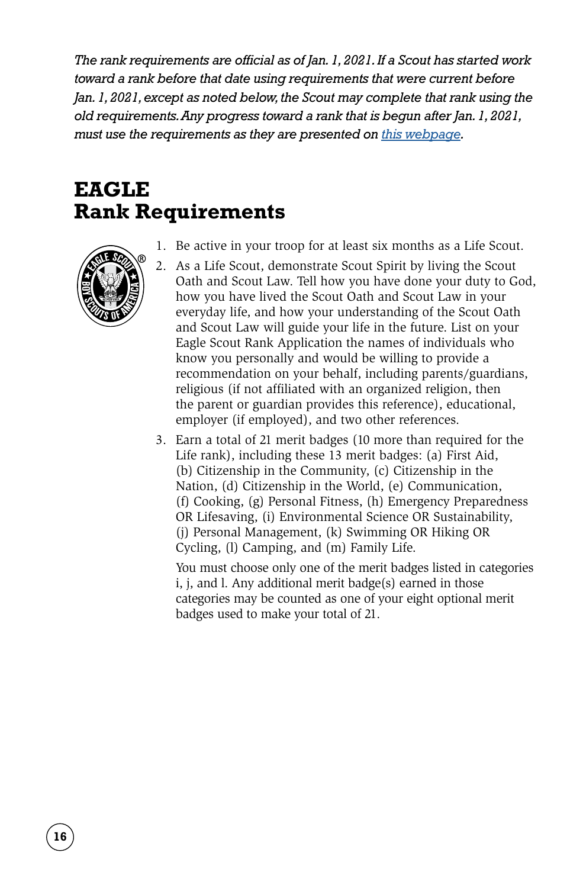*The rank requirements are official as of Jan. 1, 2021. If a Scout has started work toward a rank before that date using requirements that were current before Jan. 1, 2021, except as noted below, the Scout may complete that rank using the old requirements. Any progress toward a rank that is begun after Jan. 1, 2021, must use the requirements as they are presented on this webpage.*

# EAGLE
# Rank Requirements

1. Be active in your troop for at least six months as a Life Scout.
2. As a Life Scout, demonstrate Scout Spirit by living the Scout Oath and Scout Law. Tell how you have done your duty to God, how you have lived the Scout Oath and Scout Law in your everyday life, and how your understanding of the Scout Oath and Scout Law will guide your life in the future. List on your Eagle Scout Rank Application the names of individuals who know you personally and would be willing to provide a recommendation on your behalf, including parents/guardians, religious (if not affiliated with an organized religion, then the parent or guardian provides this reference), educational, employer (if employed), and two other references.
3. Earn a total of 21 merit badges (10 more than required for the Life rank), including these 13 merit badges: (a) First Aid, (b) Citizenship in the Community, (c) Citizenship in the Nation, (d) Citizenship in the World, (e) Communication, (f) Cooking, (g) Personal Fitness, (h) Emergency Preparedness OR Lifesaving, (i) Environmental Science OR Sustainability, (j) Personal Management, (k) Swimming OR Hiking OR Cycling, (l) Camping, and (m) Family Life.

   You must choose only one of the merit badges listed in categories i, j, and l. Any additional merit badge(s) earned in those categories may be counted as one of your eight optional merit badges used to make your total of 21.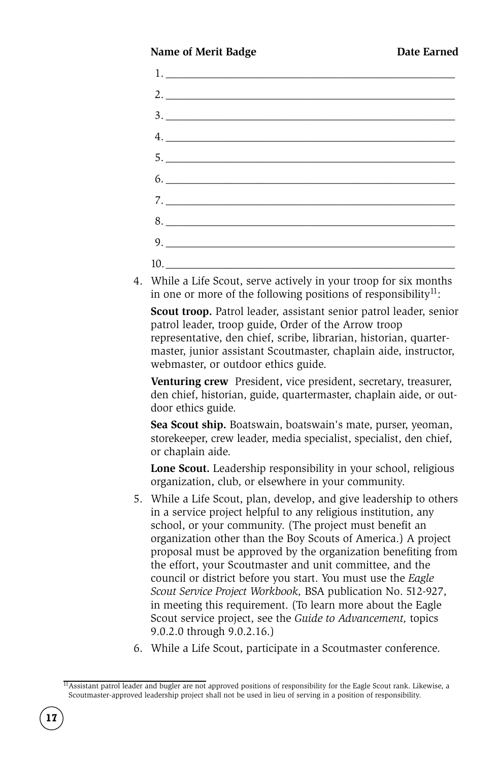| Name of Merit Badge | Date Earned |
|---|---|
| 1. ________________________________________________ | |
| 2. ________________________________________________ | |
| 3. ________________________________________________ | |
| 4. ________________________________________________ | |
| 5. ________________________________________________ | |
| 6. ________________________________________________ | |
| 7. ________________________________________________ | |
| 8. ________________________________________________ | |
| 9. ________________________________________________ | |
| 10. _______________________________________________ | |

4. While a Life Scout, serve actively in your troop for six months in one or more of the following positions of responsibility[11]:

   **Scout troop.** Patrol leader, assistant senior patrol leader, senior patrol leader, troop guide, Order of the Arrow troop representative, den chief, scribe, librarian, historian, quartermaster, junior assistant Scoutmaster, chaplain aide, instructor, webmaster, or outdoor ethics guide.

   **Venturing crew** President, vice president, secretary, treasurer, den chief, historian, guide, quartermaster, chaplain aide, or outdoor ethics guide.

   **Sea Scout ship.** Boatswain, boatswain's mate, purser, yeoman, storekeeper, crew leader, media specialist, specialist, den chief, or chaplain aide.

   **Lone Scout.** Leadership responsibility in your school, religious organization, club, or elsewhere in your community.

5. While a Life Scout, plan, develop, and give leadership to others in a service project helpful to any religious institution, any school, or your community. (The project must benefit an organization other than the Boy Scouts of America.) A project proposal must be approved by the organization benefiting from the effort, your Scoutmaster and unit committee, and the council or district before you start. You must use the *Eagle Scout Service Project Workbook,* BSA publication No. 512-927, in meeting this requirement. (To learn more about the Eagle Scout service project, see the *Guide to Advancement,* topics 9.0.2.0 through 9.0.2.16.)

6. While a Life Scout, participate in a Scoutmaster conference.

[11] Assistant patrol leader and bugler are not approved positions of responsibility for the Eagle Scout rank. Likewise, a Scoutmaster-approved leadership project shall not be used in lieu of serving in a position of responsibility.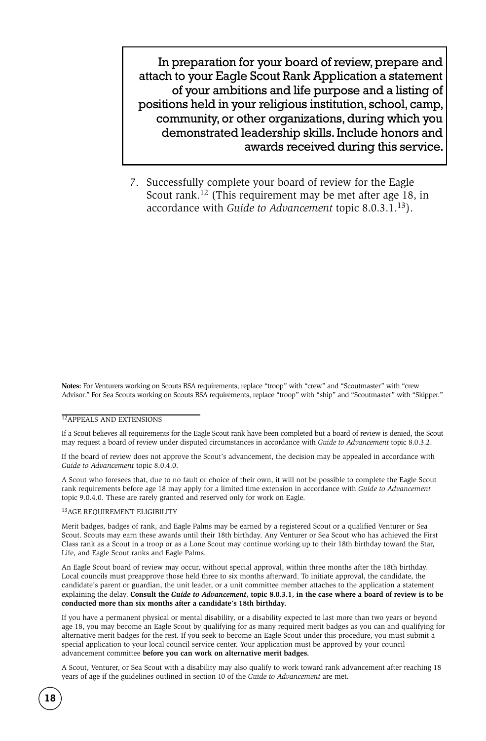**In preparation for your board of review, prepare and attach to your Eagle Scout Rank Application a statement of your ambitions and life purpose and a listing of positions held in your religious institution, school, camp, community, or other organizations, during which you demonstrated leadership skills. Include honors and awards received during this service.**

7. Successfully complete your board of review for the Eagle Scout rank.[12] (This requirement may be met after age 18, in accordance with *Guide to Advancement* topic 8.0.3.1.[13]).

**Notes:** For Venturers working on Scouts BSA requirements, replace "troop" with "crew" and "Scoutmaster" with "crew Advisor." For Sea Scouts working on Scouts BSA requirements, replace "troop" with "ship" and "Scoutmaster" with "Skipper."

[12]APPEALS AND EXTENSIONS

If a Scout believes all requirements for the Eagle Scout rank have been completed but a board of review is denied, the Scout may request a board of review under disputed circumstances in accordance with *Guide to Advancement* topic 8.0.3.2.

If the board of review does not approve the Scout's advancement, the decision may be appealed in accordance with *Guide to Advancement* topic 8.0.4.0.

A Scout who foresees that, due to no fault or choice of their own, it will not be possible to complete the Eagle Scout rank requirements before age 18 may apply for a limited time extension in accordance with *Guide to Advancement* topic 9.0.4.0. These are rarely granted and reserved only for work on Eagle.

[13]AGE REQUIREMENT ELIGIBILITY

Merit badges, badges of rank, and Eagle Palms may be earned by a registered Scout or a qualified Venturer or Sea Scout. Scouts may earn these awards until their 18th birthday. Any Venturer or Sea Scout who has achieved the First Class rank as a Scout in a troop or as a Lone Scout may continue working up to their 18th birthday toward the Star, Life, and Eagle Scout ranks and Eagle Palms.

An Eagle Scout board of review may occur, without special approval, within three months after the 18th birthday. Local councils must preapprove those held three to six months afterward. To initiate approval, the candidate, the candidate's parent or guardian, the unit leader, or a unit committee member attaches to the application a statement explaining the delay. **Consult the *Guide to Advancement*, topic 8.0.3.1, in the case where a board of review is to be conducted more than six months after a candidate's 18th birthday.**

If you have a permanent physical or mental disability, or a disability expected to last more than two years or beyond age 18, you may become an Eagle Scout by qualifying for as many required merit badges as you can and qualifying for alternative merit badges for the rest. If you seek to become an Eagle Scout under this procedure, you must submit a special application to your local council service center. Your application must be approved by your council advancement committee **before you can work on alternative merit badges.**

A Scout, Venturer, or Sea Scout with a disability may also qualify to work toward rank advancement after reaching 18 years of age if the guidelines outlined in section 10 of the *Guide to Advancement* are met.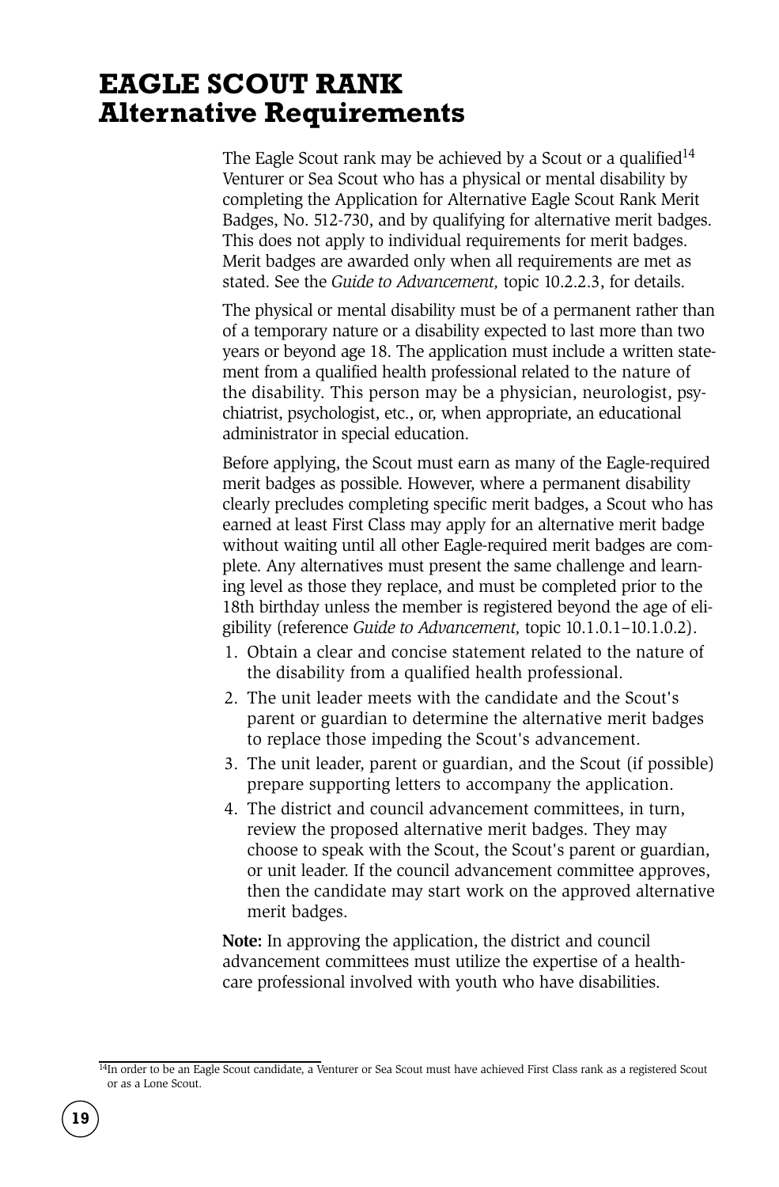# EAGLE SCOUT RANK
## Alternative Requirements

The Eagle Scout rank may be achieved by a Scout or a qualified[14] Venturer or Sea Scout who has a physical or mental disability by completing the Application for Alternative Eagle Scout Rank Merit Badges, No. 512-730, and by qualifying for alternative merit badges. This does not apply to individual requirements for merit badges. Merit badges are awarded only when all requirements are met as stated. See the *Guide to Advancement,* topic 10.2.2.3, for details.

The physical or mental disability must be of a permanent rather than of a temporary nature or a disability expected to last more than two years or beyond age 18. The application must include a written statement from a qualified health professional related to the nature of the disability. This person may be a physician, neurologist, psychiatrist, psychologist, etc., or, when appropriate, an educational administrator in special education.

Before applying, the Scout must earn as many of the Eagle-required merit badges as possible. However, where a permanent disability clearly precludes completing specific merit badges, a Scout who has earned at least First Class may apply for an alternative merit badge without waiting until all other Eagle-required merit badges are complete. Any alternatives must present the same challenge and learning level as those they replace, and must be completed prior to the 18th birthday unless the member is registered beyond the age of eligibility (reference *Guide to Advancement,* topic 10.1.0.1–10.1.0.2).

1. Obtain a clear and concise statement related to the nature of the disability from a qualified health professional.
2. The unit leader meets with the candidate and the Scout's parent or guardian to determine the alternative merit badges to replace those impeding the Scout's advancement.
3. The unit leader, parent or guardian, and the Scout (if possible) prepare supporting letters to accompany the application.
4. The district and council advancement committees, in turn, review the proposed alternative merit badges. They may choose to speak with the Scout, the Scout's parent or guardian, or unit leader. If the council advancement committee approves, then the candidate may start work on the approved alternative merit badges.

**Note:** In approving the application, the district and council advancement committees must utilize the expertise of a health-care professional involved with youth who have disabilities.

[14] In order to be an Eagle Scout candidate, a Venturer or Sea Scout must have achieved First Class rank as a registered Scout or as a Lone Scout.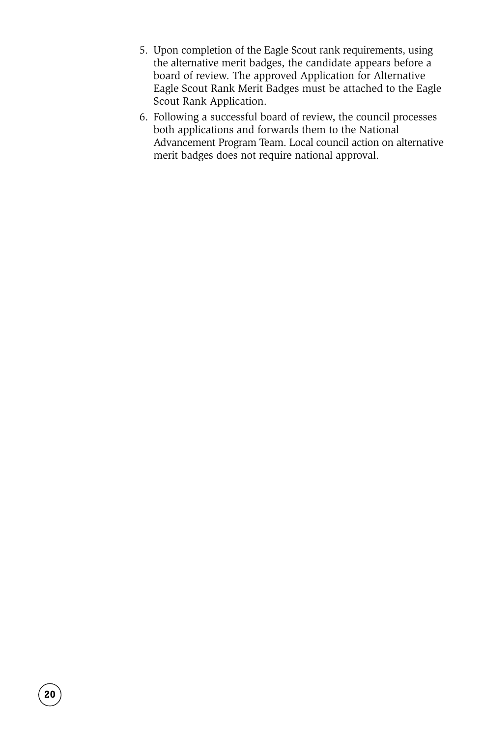5. Upon completion of the Eagle Scout rank requirements, using the alternative merit badges, the candidate appears before a board of review. The approved Application for Alternative Eagle Scout Rank Merit Badges must be attached to the Eagle Scout Rank Application.
6. Following a successful board of review, the council processes both applications and forwards them to the National Advancement Program Team. Local council action on alternative merit badges does not require national approval.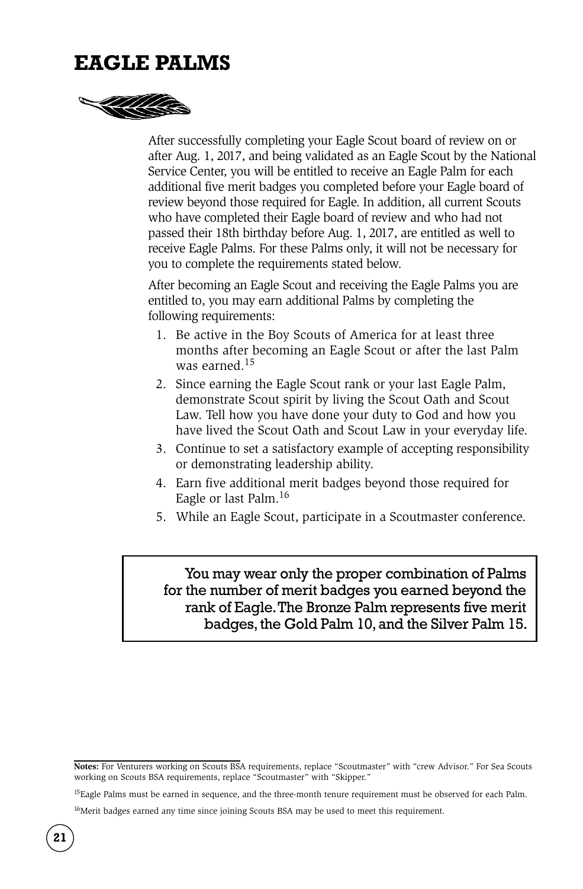# EAGLE PALMS

After successfully completing your Eagle Scout board of review on or after Aug. 1, 2017, and being validated as an Eagle Scout by the National Service Center, you will be entitled to receive an Eagle Palm for each additional five merit badges you completed before your Eagle board of review beyond those required for Eagle. In addition, all current Scouts who have completed their Eagle board of review and who had not passed their 18th birthday before Aug. 1, 2017, are entitled as well to receive Eagle Palms. For these Palms only, it will not be necessary for you to complete the requirements stated below.

After becoming an Eagle Scout and receiving the Eagle Palms you are entitled to, you may earn additional Palms by completing the following requirements:

1. Be active in the Boy Scouts of America for at least three months after becoming an Eagle Scout or after the last Palm was earned.[15]
2. Since earning the Eagle Scout rank or your last Eagle Palm, demonstrate Scout spirit by living the Scout Oath and Scout Law. Tell how you have done your duty to God and how you have lived the Scout Oath and Scout Law in your everyday life.
3. Continue to set a satisfactory example of accepting responsibility or demonstrating leadership ability.
4. Earn five additional merit badges beyond those required for Eagle or last Palm.[16]
5. While an Eagle Scout, participate in a Scoutmaster conference.

> You may wear only the proper combination of Palms for the number of merit badges you earned beyond the rank of Eagle. The Bronze Palm represents five merit badges, the Gold Palm 10, and the Silver Palm 15.

**Notes:** For Venturers working on Scouts BSA requirements, replace "Scoutmaster" with "crew Advisor." For Sea Scouts working on Scouts BSA requirements, replace "Scoutmaster" with "Skipper."

[15]Eagle Palms must be earned in sequence, and the three-month tenure requirement must be observed for each Palm.

[16]Merit badges earned any time since joining Scouts BSA may be used to meet this requirement.